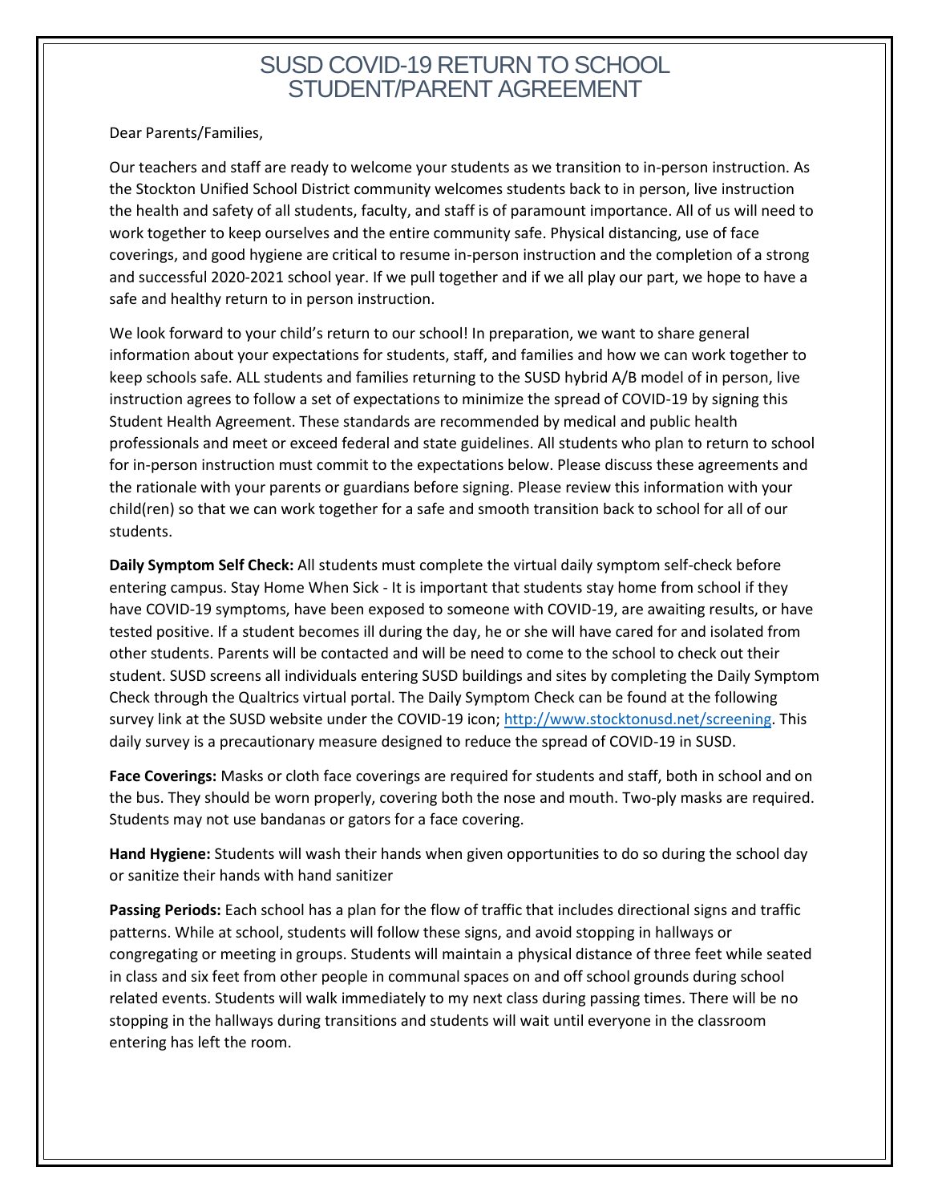# SUSD COVID-19 RETURN TO SCHOOL STUDENT/PARENT AGREEMENT

Dear Parents/Families,

Our teachers and staff are ready to welcome your students as we transition to in-person instruction. As the Stockton Unified School District community welcomes students back to in person, live instruction the health and safety of all students, faculty, and staff is of paramount importance. All of us will need to work together to keep ourselves and the entire community safe. Physical distancing, use of face coverings, and good hygiene are critical to resume in-person instruction and the completion of a strong and successful 2020-2021 school year. If we pull together and if we all play our part, we hope to have a safe and healthy return to in person instruction.

We look forward to your child's return to our school! In preparation, we want to share general information about your expectations for students, staff, and families and how we can work together to keep schools safe. ALL students and families returning to the SUSD hybrid A/B model of in person, live instruction agrees to follow a set of expectations to minimize the spread of COVID-19 by signing this Student Health Agreement. These standards are recommended by medical and public health professionals and meet or exceed federal and state guidelines. All students who plan to return to school for in-person instruction must commit to the expectations below. Please discuss these agreements and the rationale with your parents or guardians before signing. Please review this information with your child(ren) so that we can work together for a safe and smooth transition back to school for all of our students.

**Daily Symptom Self Check:** All students must complete the virtual daily symptom self-check before entering campus. Stay Home When Sick - It is important that students stay home from school if they have COVID-19 symptoms, have been exposed to someone with COVID-19, are awaiting results, or have tested positive. If a student becomes ill during the day, he or she will have cared for and isolated from other students. Parents will be contacted and will be need to come to the school to check out their student. SUSD screens all individuals entering SUSD buildings and sites by completing the Daily Symptom Check through the Qualtrics virtual portal. The Daily Symptom Check can be found at the following survey link at the SUSD website under the COVID-19 icon; [http://www.stocktonusd.net/screening](http://www.stocktonusd.net/screening). This daily survey is a precautionary measure designed to reduce the spread of COVID-19 in SUSD.

**Face Coverings:** Masks or cloth face coverings are required for students and staff, both in school and on the bus. They should be worn properly, covering both the nose and mouth. Two-ply masks are required. Students may not use bandanas or gators for a face covering.

**Hand Hygiene:** Students will wash their hands when given opportunities to do so during the school day or sanitize their hands with hand sanitizer

**Passing Periods:** Each school has a plan for the flow of traffic that includes directional signs and traffic patterns. While at school, students will follow these signs, and avoid stopping in hallways or congregating or meeting in groups. Students will maintain a physical distance of three feet while seated in class and six feet from other people in communal spaces on and off school grounds during school related events. Students will walk immediately to my next class during passing times. There will be no stopping in the hallways during transitions and students will wait until everyone in the classroom entering has left the room.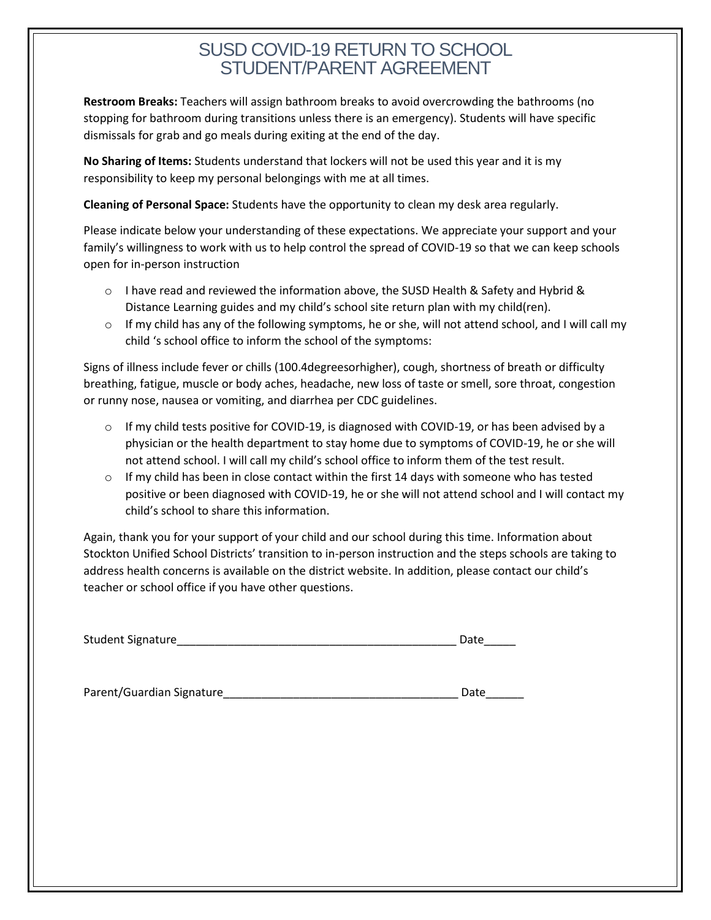# SUSD COVID-19 RETURN TO SCHOOL STUDENT/PARENT AGREEMENT

**Restroom Breaks:** Teachers will assign bathroom breaks to avoid overcrowding the bathrooms (no stopping for bathroom during transitions unless there is an emergency). Students will have specific dismissals for grab and go meals during exiting at the end of the day.

**No Sharing of Items:** Students understand that lockers will not be used this year and it is my responsibility to keep my personal belongings with me at all times.

**Cleaning of Personal Space:** Students have the opportunity to clean my desk area regularly.

Please indicate below your understanding of these expectations. We appreciate your support and your family's willingness to work with us to help control the spread of COVID-19 so that we can keep schools open for in-person instruction

- I have read and reviewed the information above, the SUSD Health & Safety and Hybrid & Distance Learning guides and my child's school site return plan with my child(ren).
- If my child has any of the following symptoms, he or she, will not attend school, and I will call my child 's school office to inform the school of the symptoms:

Signs of illness include fever or chills (100.4degreesorhigher), cough, shortness of breath or difficulty breathing, fatigue, muscle or body aches, headache, new loss of taste or smell, sore throat, congestion or runny nose, nausea or vomiting, and diarrhea per CDC guidelines.

- If my child tests positive for COVID-19, is diagnosed with COVID-19, or has been advised by a physician or the health department to stay home due to symptoms of COVID-19, he or she will not attend school. I will call my child's school office to inform them of the test result.
- If my child has been in close contact within the first 14 days with someone who has tested positive or been diagnosed with COVID-19, he or she will not attend school and I will contact my child's school to share this information.

Again, thank you for your support of your child and our school during this time. Information about Stockton Unified School Districts' transition to in-person instruction and the steps schools are taking to address health concerns is available on the district website. In addition, please contact our child's teacher or school office if you have other questions.

Student Signature_____________________________________________ Date_____

Parent/Guardian Signature_____________________________________ Date______